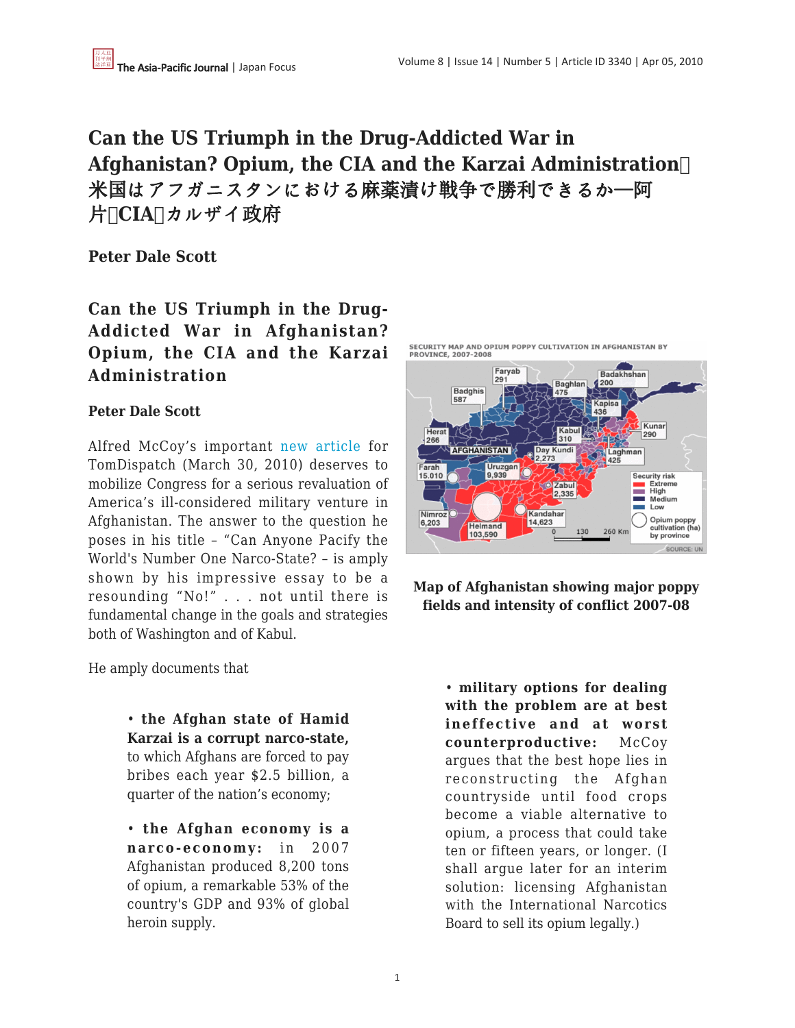// Can the US Triumph in the Drug-Addicted War in Afghanistan? Opium, the CIA and the Karzai Administration

# Can the US Triumph in the Drug-Addicted War in Afghanistan? Opium, the CIA and the Karzai Administration 米国はアフガニスタンにおける麻薬漬け戦争で勝利できるか—阿片、CIA、カルザイ政府

**Peter Dale Scott**

## Can the US Triumph in the Drug-Addicted War in Afghanistan? Opium, the CIA and the Karzai Administration

**Peter Dale Scott**

Alfred McCoy's important new article for TomDispatch (March 30, 2010) deserves to mobilize Congress for a serious revaluation of America's ill-considered military venture in Afghanistan. The answer to the question he poses in his title – "Can Anyone Pacify the World's Number One Narco-State? – is amply shown by his impressive essay to be a resounding "No!" . . . not until there is fundamental change in the goals and strategies both of Washington and of Kabul.

Map of Afghanistan showing major poppy fields and intensity of conflict 2007-08

He amply documents that

- **the Afghan state of Hamid Karzai is a corrupt narco-state,** to which Afghans are forced to pay bribes each year $2.5 billion, a quarter of the nation's economy;

- **the Afghan economy is a narco-economy:** in 2007 Afghanistan produced 8,200 tons of opium, a remarkable 53% of the country's GDP and 93% of global heroin supply.

- **military options for dealing with the problem are at best ineffective and at worst counterproductive:** McCoy argues that the best hope lies in reconstructing the Afghan countryside until food crops become a viable alternative to opium, a process that could take ten or fifteen years, or longer. (I shall argue later for an interim solution: licensing Afghanistan with the International Narcotics Board to sell its opium legally.)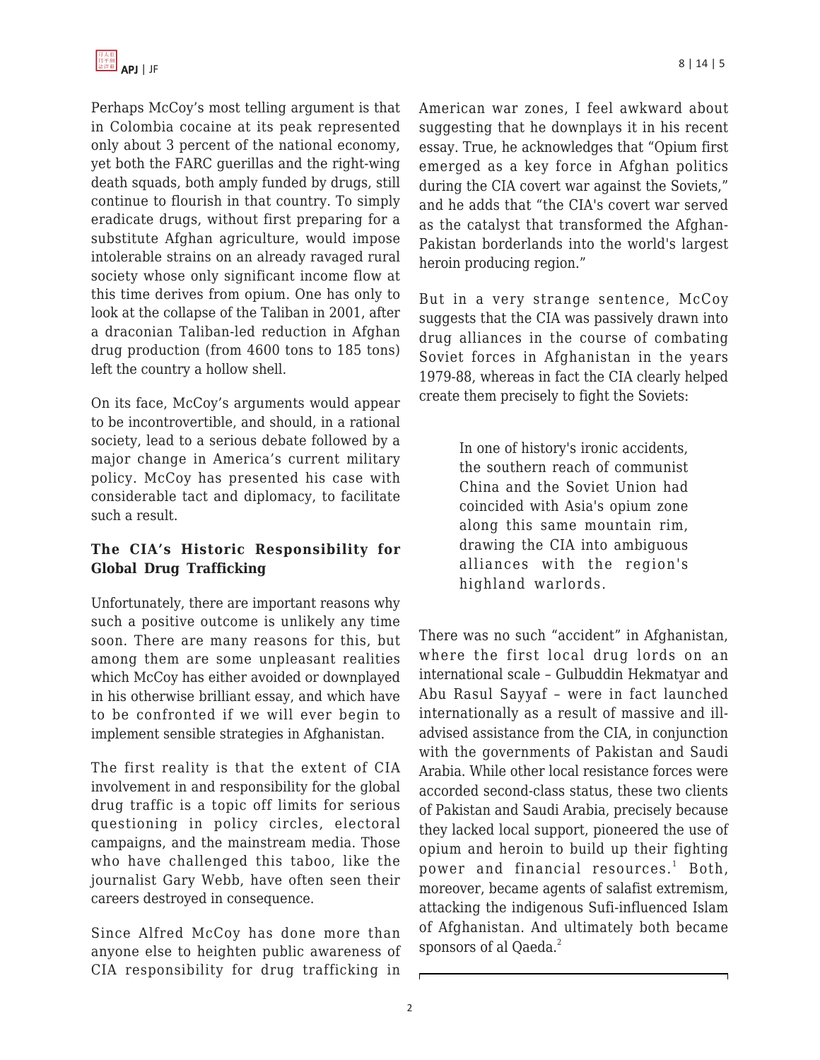Perhaps McCoy's most telling argument is that in Colombia cocaine at its peak represented only about 3 percent of the national economy, yet both the FARC guerillas and the right-wing death squads, both amply funded by drugs, still continue to flourish in that country. To simply eradicate drugs, without first preparing for a substitute Afghan agriculture, would impose intolerable strains on an already ravaged rural society whose only significant income flow at this time derives from opium. One has only to look at the collapse of the Taliban in 2001, after a draconian Taliban-led reduction in Afghan drug production (from 4600 tons to 185 tons) left the country a hollow shell.

On its face, McCoy's arguments would appear to be incontrovertible, and should, in a rational society, lead to a serious debate followed by a major change in America's current military policy. McCoy has presented his case with considerable tact and diplomacy, to facilitate such a result.

### The CIA's Historic Responsibility for Global Drug Trafficking

Unfortunately, there are important reasons why such a positive outcome is unlikely any time soon. There are many reasons for this, but among them are some unpleasant realities which McCoy has either avoided or downplayed in his otherwise brilliant essay, and which have to be confronted if we will ever begin to implement sensible strategies in Afghanistan.

The first reality is that the extent of CIA involvement in and responsibility for the global drug traffic is a topic off limits for serious questioning in policy circles, electoral campaigns, and the mainstream media. Those who have challenged this taboo, like the journalist Gary Webb, have often seen their careers destroyed in consequence.

Since Alfred McCoy has done more than anyone else to heighten public awareness of CIA responsibility for drug trafficking in American war zones, I feel awkward about suggesting that he downplays it in his recent essay. True, he acknowledges that "Opium first emerged as a key force in Afghan politics during the CIA covert war against the Soviets," and he adds that "the CIA's covert war served as the catalyst that transformed the Afghan-Pakistan borderlands into the world's largest heroin producing region."

But in a very strange sentence, McCoy suggests that the CIA was passively drawn into drug alliances in the course of combating Soviet forces in Afghanistan in the years 1979-88, whereas in fact the CIA clearly helped create them precisely to fight the Soviets:

> In one of history's ironic accidents, the southern reach of communist China and the Soviet Union had coincided with Asia's opium zone along this same mountain rim, drawing the CIA into ambiguous alliances with the region's highland warlords.

There was no such "accident" in Afghanistan, where the first local drug lords on an international scale – Gulbuddin Hekmatyar and Abu Rasul Sayyaf – were in fact launched internationally as a result of massive and ill-advised assistance from the CIA, in conjunction with the governments of Pakistan and Saudi Arabia. While other local resistance forces were accorded second-class status, these two clients of Pakistan and Saudi Arabia, precisely because they lacked local support, pioneered the use of opium and heroin to build up their fighting power and financial resources.[1] Both, moreover, became agents of salafist extremism, attacking the indigenous Sufi-influenced Islam of Afghanistan. And ultimately both became sponsors of al Qaeda.[2]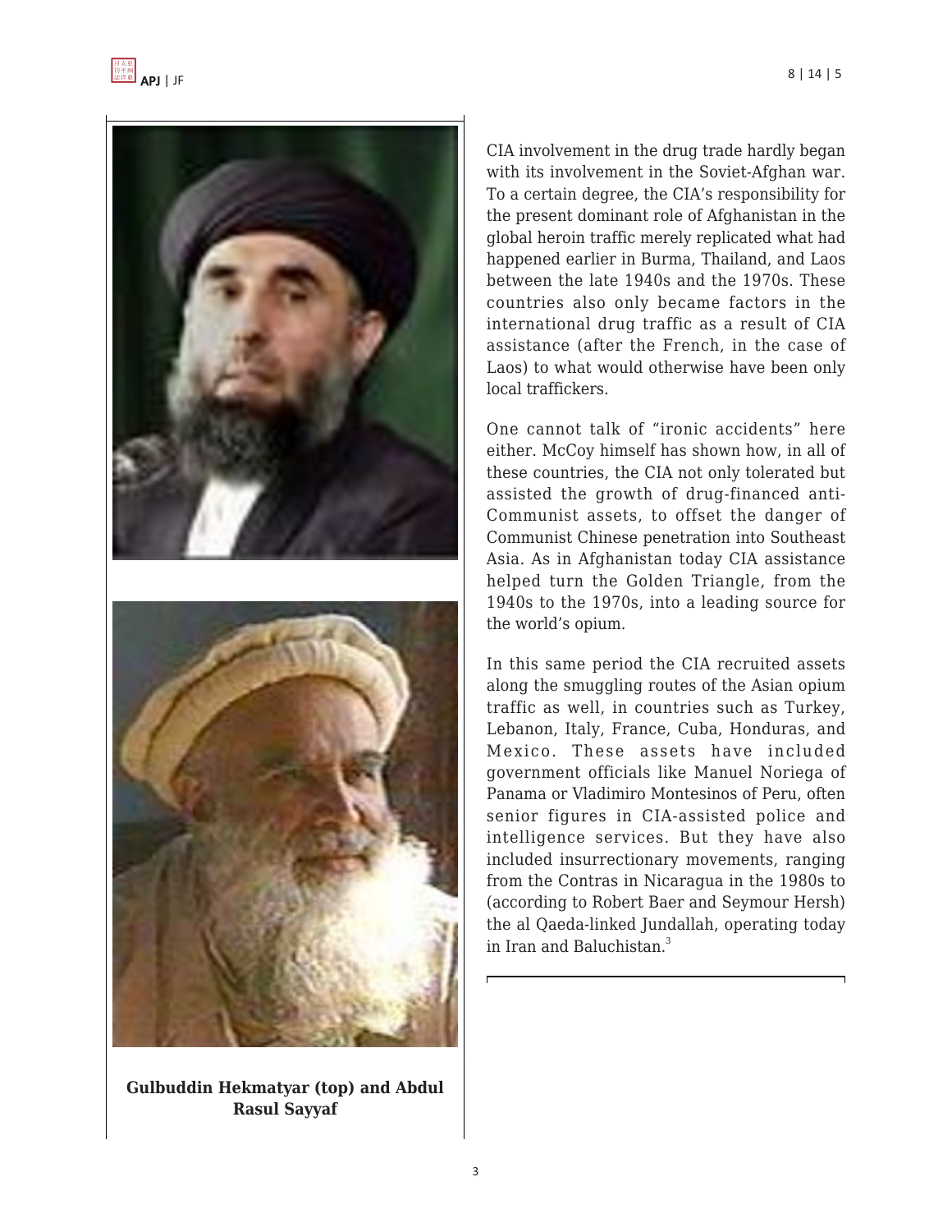Gulbuddin Hekmatyar (top) and Abdul Rasul Sayyaf

CIA involvement in the drug trade hardly began with its involvement in the Soviet-Afghan war. To a certain degree, the CIA's responsibility for the present dominant role of Afghanistan in the global heroin traffic merely replicated what had happened earlier in Burma, Thailand, and Laos between the late 1940s and the 1970s. These countries also only became factors in the international drug traffic as a result of CIA assistance (after the French, in the case of Laos) to what would otherwise have been only local traffickers.

One cannot talk of "ironic accidents" here either. McCoy himself has shown how, in all of these countries, the CIA not only tolerated but assisted the growth of drug-financed anti-Communist assets, to offset the danger of Communist Chinese penetration into Southeast Asia. As in Afghanistan today CIA assistance helped turn the Golden Triangle, from the 1940s to the 1970s, into a leading source for the world's opium.

In this same period the CIA recruited assets along the smuggling routes of the Asian opium traffic as well, in countries such as Turkey, Lebanon, Italy, France, Cuba, Honduras, and Mexico. These assets have included government officials like Manuel Noriega of Panama or Vladimiro Montesinos of Peru, often senior figures in CIA-assisted police and intelligence services. But they have also included insurrectionary movements, ranging from the Contras in Nicaragua in the 1980s to (according to Robert Baer and Seymour Hersh) the al Qaeda-linked Jundallah, operating today in Iran and Baluchistan.[3]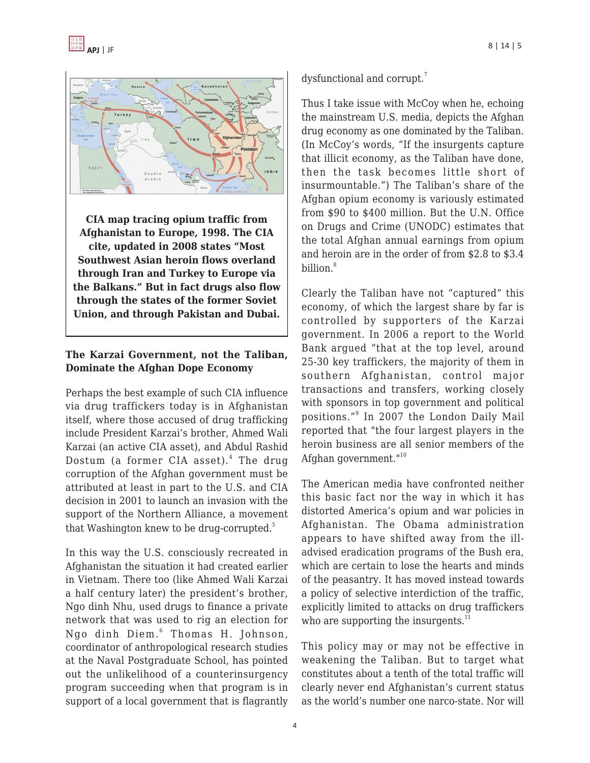**CIA map tracing opium traffic from Afghanistan to Europe, 1998. The CIA cite, updated in 2008 states "Most Southwest Asian heroin flows overland through Iran and Turkey to Europe via the Balkans." But in fact drugs also flow through the states of the former Soviet Union, and through Pakistan and Dubai.**

### The Karzai Government, not the Taliban, Dominate the Afghan Dope Economy

Perhaps the best example of such CIA influence via drug traffickers today is in Afghanistan itself, where those accused of drug trafficking include President Karzai's brother, Ahmed Wali Karzai (an active CIA asset), and Abdul Rashid Dostum (a former CIA asset).[4] The drug corruption of the Afghan government must be attributed at least in part to the U.S. and CIA decision in 2001 to launch an invasion with the support of the Northern Alliance, a movement that Washington knew to be drug-corrupted.[5]

In this way the U.S. consciously recreated in Afghanistan the situation it had created earlier in Vietnam. There too (like Ahmed Wali Karzai a half century later) the president's brother, Ngo dinh Nhu, used drugs to finance a private network that was used to rig an election for Ngo dinh Diem.[6] Thomas H. Johnson, coordinator of anthropological research studies at the Naval Postgraduate School, has pointed out the unlikelihood of a counterinsurgency program succeeding when that program is in support of a local government that is flagrantly dysfunctional and corrupt.[7]

Thus I take issue with McCoy when he, echoing the mainstream U.S. media, depicts the Afghan drug economy as one dominated by the Taliban. (In McCoy's words, "If the insurgents capture that illicit economy, as the Taliban have done, then the task becomes little short of insurmountable.") The Taliban's share of the Afghan opium economy is variously estimated from $90 to $400 million. But the U.N. Office on Drugs and Crime (UNODC) estimates that the total Afghan annual earnings from opium and heroin are in the order of from $2.8 to $3.4 billion.[8]

Clearly the Taliban have not "captured" this economy, of which the largest share by far is controlled by supporters of the Karzai government. In 2006 a report to the World Bank argued "that at the top level, around 25-30 key traffickers, the majority of them in southern Afghanistan, control major transactions and transfers, working closely with sponsors in top government and political positions."[9] In 2007 the London Daily Mail reported that "the four largest players in the heroin business are all senior members of the Afghan government."[10]

The American media have confronted neither this basic fact nor the way in which it has distorted America's opium and war policies in Afghanistan. The Obama administration appears to have shifted away from the ill-advised eradication programs of the Bush era, which are certain to lose the hearts and minds of the peasantry. It has moved instead towards a policy of selective interdiction of the traffic, explicitly limited to attacks on drug traffickers who are supporting the insurgents.[11]

This policy may or may not be effective in weakening the Taliban. But to target what constitutes about a tenth of the total traffic will clearly never end Afghanistan's current status as the world's number one narco-state. Nor will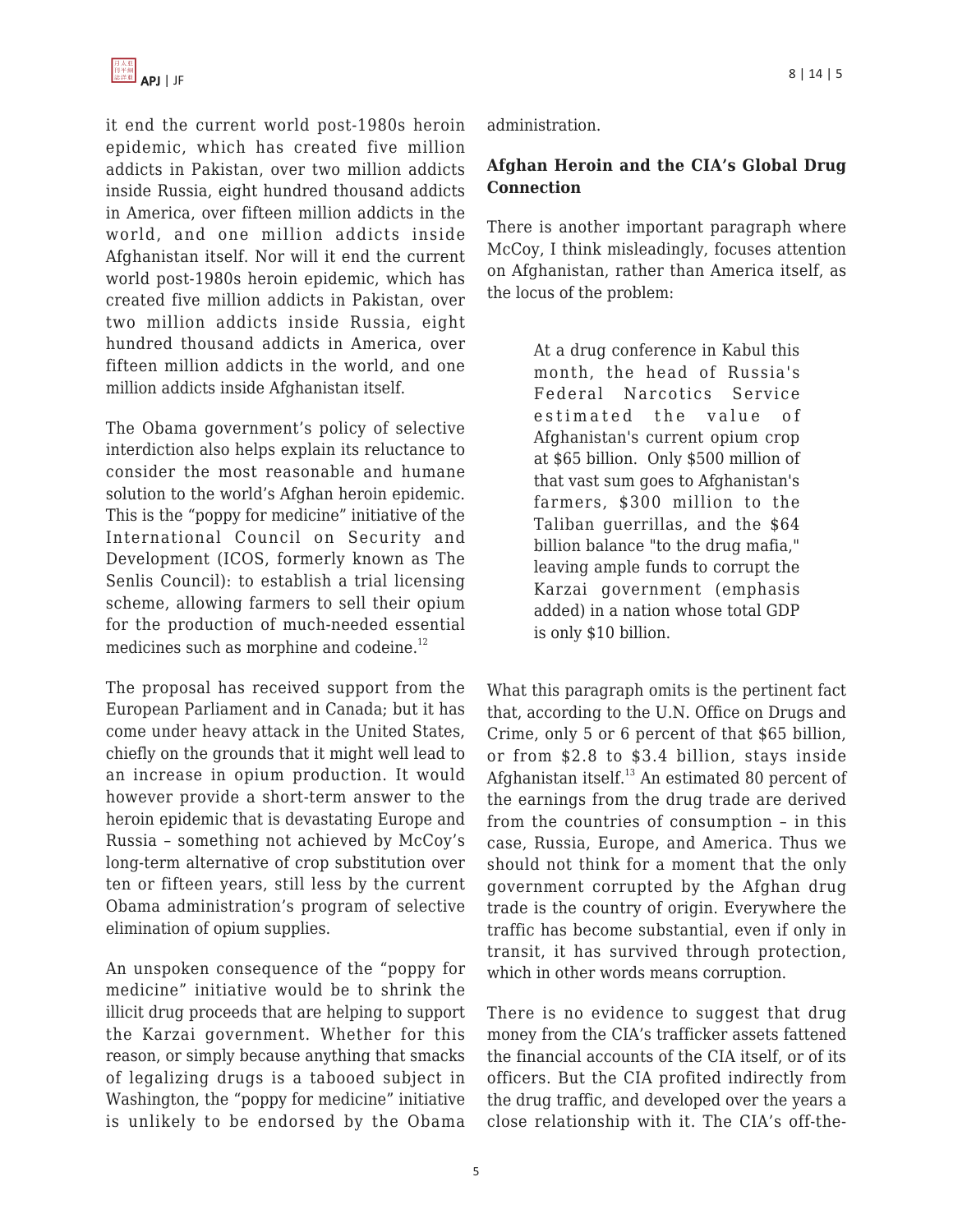it end the current world post-1980s heroin epidemic, which has created five million addicts in Pakistan, over two million addicts inside Russia, eight hundred thousand addicts in America, over fifteen million addicts in the world, and one million addicts inside Afghanistan itself. Nor will it end the current world post-1980s heroin epidemic, which has created five million addicts in Pakistan, over two million addicts inside Russia, eight hundred thousand addicts in America, over fifteen million addicts in the world, and one million addicts inside Afghanistan itself.

The Obama government's policy of selective interdiction also helps explain its reluctance to consider the most reasonable and humane solution to the world's Afghan heroin epidemic. This is the "poppy for medicine" initiative of the International Council on Security and Development (ICOS, formerly known as The Senlis Council): to establish a trial licensing scheme, allowing farmers to sell their opium for the production of much-needed essential medicines such as morphine and codeine.[12]

The proposal has received support from the European Parliament and in Canada; but it has come under heavy attack in the United States, chiefly on the grounds that it might well lead to an increase in opium production. It would however provide a short-term answer to the heroin epidemic that is devastating Europe and Russia – something not achieved by McCoy's long-term alternative of crop substitution over ten or fifteen years, still less by the current Obama administration's program of selective elimination of opium supplies.

An unspoken consequence of the "poppy for medicine" initiative would be to shrink the illicit drug proceeds that are helping to support the Karzai government. Whether for this reason, or simply because anything that smacks of legalizing drugs is a tabooed subject in Washington, the "poppy for medicine" initiative is unlikely to be endorsed by the Obama administration.

**Afghan Heroin and the CIA's Global Drug Connection**

There is another important paragraph where McCoy, I think misleadingly, focuses attention on Afghanistan, rather than America itself, as the locus of the problem:

> At a drug conference in Kabul this month, the head of Russia's Federal Narcotics Service estimated the value of Afghanistan's current opium crop at $65 billion. Only $500 million of that vast sum goes to Afghanistan's farmers, $300 million to the Taliban guerrillas, and the $64 billion balance "to the drug mafia," leaving ample funds to corrupt the Karzai government (emphasis added) in a nation whose total GDP is only $10 billion.

What this paragraph omits is the pertinent fact that, according to the U.N. Office on Drugs and Crime, only 5 or 6 percent of that $65 billion, or from $2.8 to $3.4 billion, stays inside Afghanistan itself.[13] An estimated 80 percent of the earnings from the drug trade are derived from the countries of consumption – in this case, Russia, Europe, and America. Thus we should not think for a moment that the only government corrupted by the Afghan drug trade is the country of origin. Everywhere the traffic has become substantial, even if only in transit, it has survived through protection, which in other words means corruption.

There is no evidence to suggest that drug money from the CIA's trafficker assets fattened the financial accounts of the CIA itself, or of its officers. But the CIA profited indirectly from the drug traffic, and developed over the years a close relationship with it. The CIA's off-the-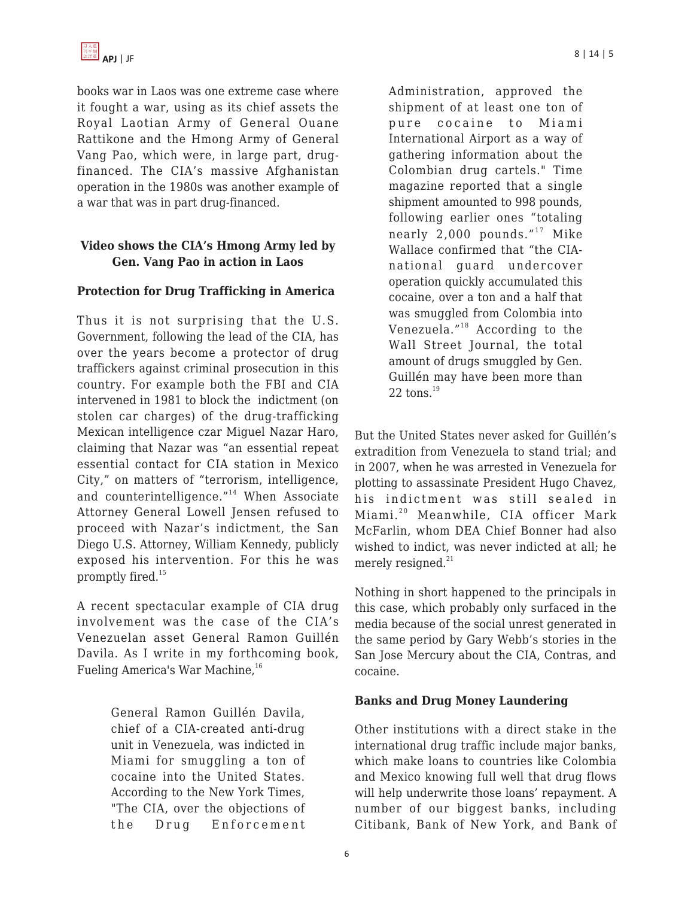books war in Laos was one extreme case where it fought a war, using as its chief assets the Royal Laotian Army of General Ouane Rattikone and the Hmong Army of General Vang Pao, which were, in large part, drug-financed. The CIA's massive Afghanistan operation in the 1980s was another example of a war that was in part drug-financed.

**Video shows the CIA's Hmong Army led by Gen. Vang Pao in action in Laos**

**Protection for Drug Trafficking in America**

Thus it is not surprising that the U.S. Government, following the lead of the CIA, has over the years become a protector of drug traffickers against criminal prosecution in this country. For example both the FBI and CIA intervened in 1981 to block the indictment (on stolen car charges) of the drug-trafficking Mexican intelligence czar Miguel Nazar Haro, claiming that Nazar was "an essential repeat essential contact for CIA station in Mexico City," on matters of "terrorism, intelligence, and counterintelligence."[14] When Associate Attorney General Lowell Jensen refused to proceed with Nazar's indictment, the San Diego U.S. Attorney, William Kennedy, publicly exposed his intervention. For this he was promptly fired.[15]

A recent spectacular example of CIA drug involvement was the case of the CIA's Venezuelan asset General Ramon Guillén Davila. As I write in my forthcoming book, Fueling America's War Machine,[16]

> General Ramon Guillén Davila, chief of a CIA-created anti-drug unit in Venezuela, was indicted in Miami for smuggling a ton of cocaine into the United States. According to the New York Times, "The CIA, over the objections of the Drug Enforcement Administration, approved the shipment of at least one ton of pure cocaine to Miami International Airport as a way of gathering information about the Colombian drug cartels." Time magazine reported that a single shipment amounted to 998 pounds, following earlier ones "totaling nearly 2,000 pounds."[17] Mike Wallace confirmed that "the CIA-national guard undercover operation quickly accumulated this cocaine, over a ton and a half that was smuggled from Colombia into Venezuela."[18] According to the Wall Street Journal, the total amount of drugs smuggled by Gen. Guillén may have been more than 22 tons.[19]

But the United States never asked for Guillén's extradition from Venezuela to stand trial; and in 2007, when he was arrested in Venezuela for plotting to assassinate President Hugo Chavez, his indictment was still sealed in Miami.[20] Meanwhile, CIA officer Mark McFarlin, whom DEA Chief Bonner had also wished to indict, was never indicted at all; he merely resigned.[21]

Nothing in short happened to the principals in this case, which probably only surfaced in the media because of the social unrest generated in the same period by Gary Webb's stories in the San Jose Mercury about the CIA, Contras, and cocaine.

**Banks and Drug Money Laundering**

Other institutions with a direct stake in the international drug traffic include major banks, which make loans to countries like Colombia and Mexico knowing full well that drug flows will help underwrite those loans' repayment. A number of our biggest banks, including Citibank, Bank of New York, and Bank of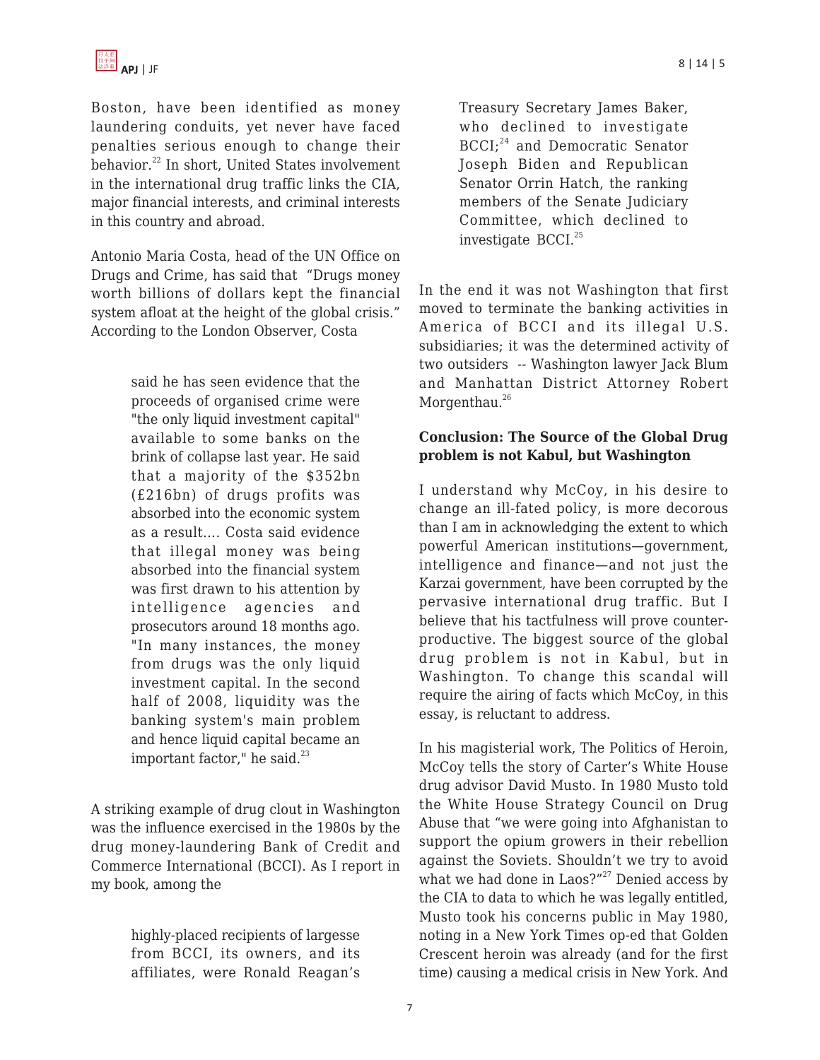Boston, have been identified as money laundering conduits, yet never have faced penalties serious enough to change their behavior.[22] In short, United States involvement in the international drug traffic links the CIA, major financial interests, and criminal interests in this country and abroad.

Antonio Maria Costa, head of the UN Office on Drugs and Crime, has said that "Drugs money worth billions of dollars kept the financial system afloat at the height of the global crisis." According to the London Observer, Costa

> said he has seen evidence that the proceeds of organised crime were "the only liquid investment capital" available to some banks on the brink of collapse last year. He said that a majority of the $352bn (£216bn) of drugs profits was absorbed into the economic system as a result.... Costa said evidence that illegal money was being absorbed into the financial system was first drawn to his attention by intelligence agencies and prosecutors around 18 months ago. "In many instances, the money from drugs was the only liquid investment capital. In the second half of 2008, liquidity was the banking system's main problem and hence liquid capital became an important factor," he said.[23]

A striking example of drug clout in Washington was the influence exercised in the 1980s by the drug money-laundering Bank of Credit and Commerce International (BCCI). As I report in my book, among the

> highly-placed recipients of largesse from BCCI, its owners, and its affiliates, were Ronald Reagan's Treasury Secretary James Baker, who declined to investigate BCCI;[24] and Democratic Senator Joseph Biden and Republican Senator Orrin Hatch, the ranking members of the Senate Judiciary Committee, which declined to investigate BCCI.[25]

In the end it was not Washington that first moved to terminate the banking activities in America of BCCI and its illegal U.S. subsidiaries; it was the determined activity of two outsiders -- Washington lawyer Jack Blum and Manhattan District Attorney Robert Morgenthau.[26]

**Conclusion: The Source of the Global Drug problem is not Kabul, but Washington**

I understand why McCoy, in his desire to change an ill-fated policy, is more decorous than I am in acknowledging the extent to which powerful American institutions—government, intelligence and finance—and not just the Karzai government, have been corrupted by the pervasive international drug traffic. But I believe that his tactfulness will prove counter-productive. The biggest source of the global drug problem is not in Kabul, but in Washington. To change this scandal will require the airing of facts which McCoy, in this essay, is reluctant to address.

In his magisterial work, The Politics of Heroin, McCoy tells the story of Carter's White House drug advisor David Musto. In 1980 Musto told the White House Strategy Council on Drug Abuse that "we were going into Afghanistan to support the opium growers in their rebellion against the Soviets. Shouldn't we try to avoid what we had done in Laos?"[27] Denied access by the CIA to data to which he was legally entitled, Musto took his concerns public in May 1980, noting in a New York Times op-ed that Golden Crescent heroin was already (and for the first time) causing a medical crisis in New York. And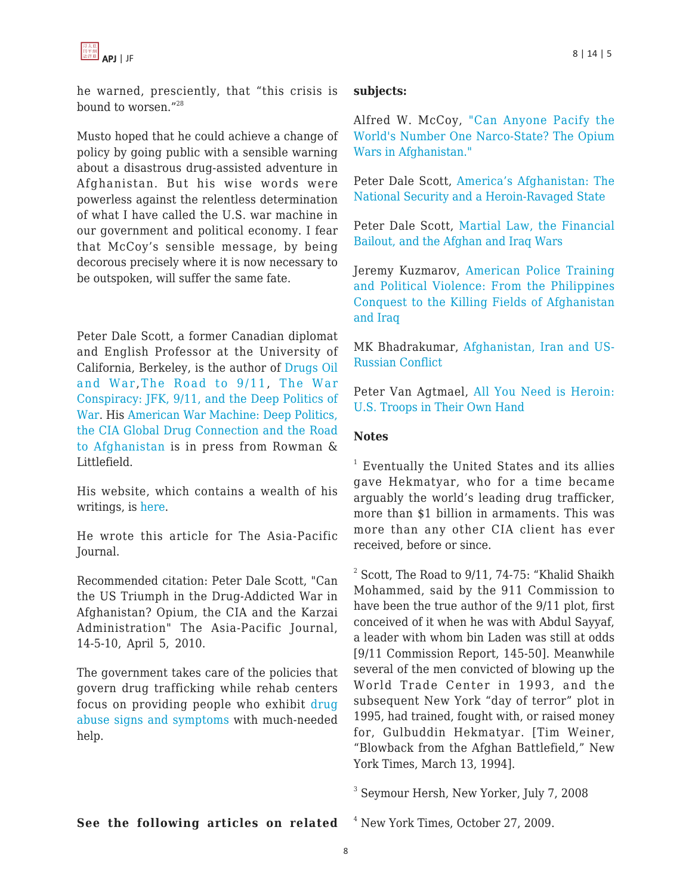he warned, presciently, that "this crisis is bound to worsen."[28]

Musto hoped that he could achieve a change of policy by going public with a sensible warning about a disastrous drug-assisted adventure in Afghanistan. But his wise words were powerless against the relentless determination of what I have called the U.S. war machine in our government and political economy. I fear that McCoy's sensible message, by being decorous precisely where it is now necessary to be outspoken, will suffer the same fate.

Peter Dale Scott, a former Canadian diplomat and English Professor at the University of California, Berkeley, is the author of Drugs Oil and War, The Road to 9/11, The War Conspiracy: JFK, 9/11, and the Deep Politics of War. His American War Machine: Deep Politics, the CIA Global Drug Connection and the Road to Afghanistan is in press from Rowman & Littlefield.

His website, which contains a wealth of his writings, is here.

He wrote this article for The Asia-Pacific Journal.

Recommended citation: Peter Dale Scott, "Can the US Triumph in the Drug-Addicted War in Afghanistan? Opium, the CIA and the Karzai Administration" The Asia-Pacific Journal, 14-5-10, April 5, 2010.

The government takes care of the policies that govern drug trafficking while rehab centers focus on providing people who exhibit drug abuse signs and symptoms with much-needed help.

**See the following articles on related subjects:**

Alfred W. McCoy, "Can Anyone Pacify the World's Number One Narco-State? The Opium Wars in Afghanistan."

Peter Dale Scott, America's Afghanistan: The National Security and a Heroin-Ravaged State

Peter Dale Scott, Martial Law, the Financial Bailout, and the Afghan and Iraq Wars

Jeremy Kuzmarov, American Police Training and Political Violence: From the Philippines Conquest to the Killing Fields of Afghanistan and Iraq

MK Bhadrakumar, Afghanistan, Iran and US-Russian Conflict

Peter Van Agtmael, All You Need is Heroin: U.S. Troops in Their Own Hand

**Notes**

[1] Eventually the United States and its allies gave Hekmatyar, who for a time became arguably the world's leading drug trafficker, more than $1 billion in armaments. This was more than any other CIA client has ever received, before or since.

[2] Scott, The Road to 9/11, 74-75: "Khalid Shaikh Mohammed, said by the 911 Commission to have been the true author of the 9/11 plot, first conceived of it when he was with Abdul Sayyaf, a leader with whom bin Laden was still at odds [9/11 Commission Report, 145-50]. Meanwhile several of the men convicted of blowing up the World Trade Center in 1993, and the subsequent New York "day of terror" plot in 1995, had trained, fought with, or raised money for, Gulbuddin Hekmatyar. [Tim Weiner, "Blowback from the Afghan Battlefield," New York Times, March 13, 1994].

[3] Seymour Hersh, New Yorker, July 7, 2008

[4] New York Times, October 27, 2009.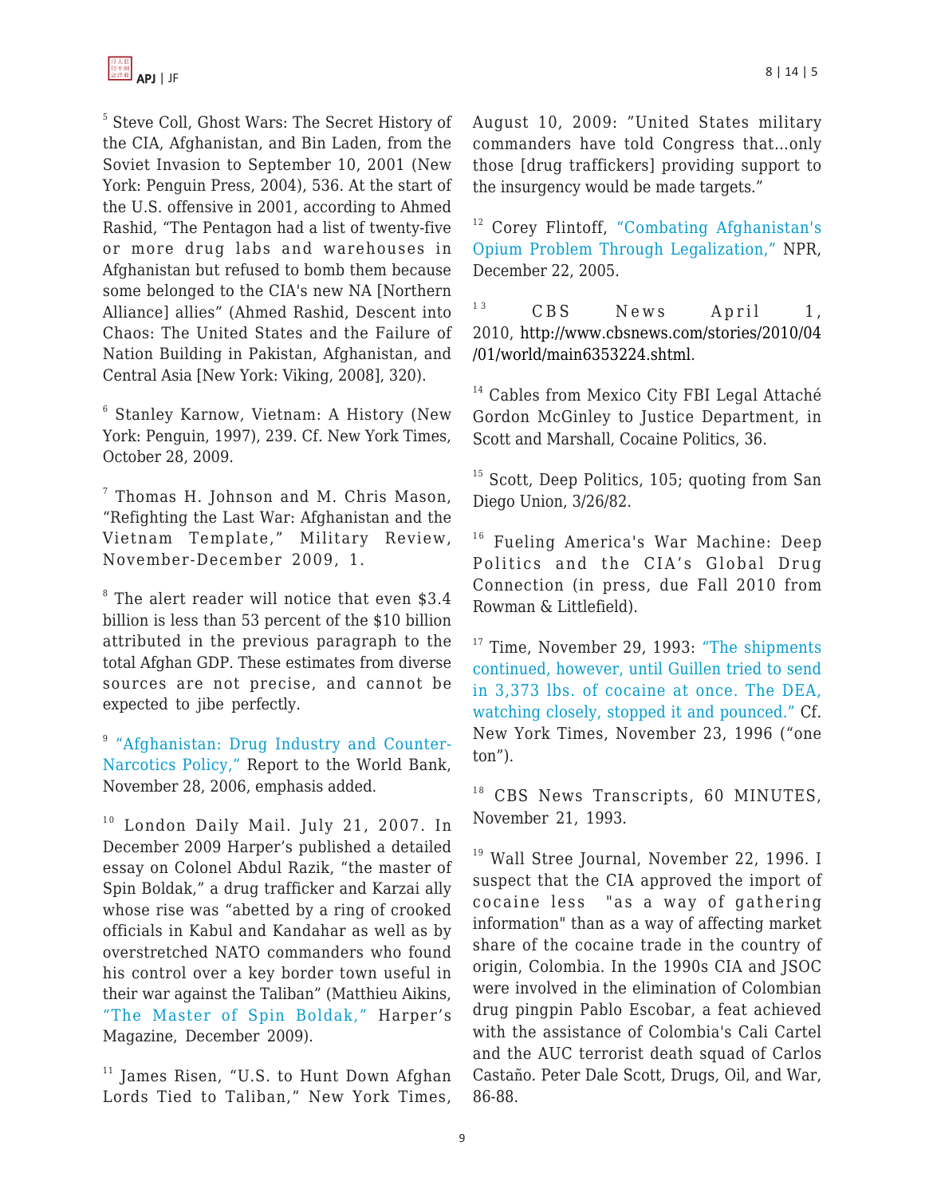[5] Steve Coll, Ghost Wars: The Secret History of the CIA, Afghanistan, and Bin Laden, from the Soviet Invasion to September 10, 2001 (New York: Penguin Press, 2004), 536. At the start of the U.S. offensive in 2001, according to Ahmed Rashid, "The Pentagon had a list of twenty-five or more drug labs and warehouses in Afghanistan but refused to bomb them because some belonged to the CIA's new NA [Northern Alliance] allies" (Ahmed Rashid, Descent into Chaos: The United States and the Failure of Nation Building in Pakistan, Afghanistan, and Central Asia [New York: Viking, 2008], 320).

[6] Stanley Karnow, Vietnam: A History (New York: Penguin, 1997), 239. Cf. New York Times, October 28, 2009.

[7] Thomas H. Johnson and M. Chris Mason, "Refighting the Last War: Afghanistan and the Vietnam Template," Military Review, November-December 2009, 1.

[8] The alert reader will notice that even $3.4 billion is less than 53 percent of the $10 billion attributed in the previous paragraph to the total Afghan GDP. These estimates from diverse sources are not precise, and cannot be expected to jibe perfectly.

[9] "Afghanistan: Drug Industry and Counter-Narcotics Policy," Report to the World Bank, November 28, 2006, emphasis added.

[10] London Daily Mail. July 21, 2007. In December 2009 Harper's published a detailed essay on Colonel Abdul Razik, "the master of Spin Boldak," a drug trafficker and Karzai ally whose rise was "abetted by a ring of crooked officials in Kabul and Kandahar as well as by overstretched NATO commanders who found his control over a key border town useful in their war against the Taliban" (Matthieu Aikins, "The Master of Spin Boldak," Harper's Magazine, December 2009).

[11] James Risen, "U.S. to Hunt Down Afghan Lords Tied to Taliban," New York Times, August 10, 2009: "United States military commanders have told Congress that...only those [drug traffickers] providing support to the insurgency would be made targets."

[12] Corey Flintoff, "Combating Afghanistan's Opium Problem Through Legalization," NPR, December 22, 2005.

[13] CBS News April 1, 2010, http://www.cbsnews.com/stories/2010/04/01/world/main6353224.shtml.

[14] Cables from Mexico City FBI Legal Attaché Gordon McGinley to Justice Department, in Scott and Marshall, Cocaine Politics, 36.

[15] Scott, Deep Politics, 105; quoting from San Diego Union, 3/26/82.

[16] Fueling America's War Machine: Deep Politics and the CIA's Global Drug Connection (in press, due Fall 2010 from Rowman & Littlefield).

[17] Time, November 29, 1993: "The shipments continued, however, until Guillen tried to send in 3,373 lbs. of cocaine at once. The DEA, watching closely, stopped it and pounced." Cf. New York Times, November 23, 1996 ("one ton").

[18] CBS News Transcripts, 60 MINUTES, November 21, 1993.

[19] Wall Stree Journal, November 22, 1996. I suspect that the CIA approved the import of cocaine less "as a way of gathering information" than as a way of affecting market share of the cocaine trade in the country of origin, Colombia. In the 1990s CIA and JSOC were involved in the elimination of Colombian drug pingpin Pablo Escobar, a feat achieved with the assistance of Colombia's Cali Cartel and the AUC terrorist death squad of Carlos Castaño. Peter Dale Scott, Drugs, Oil, and War, 86-88.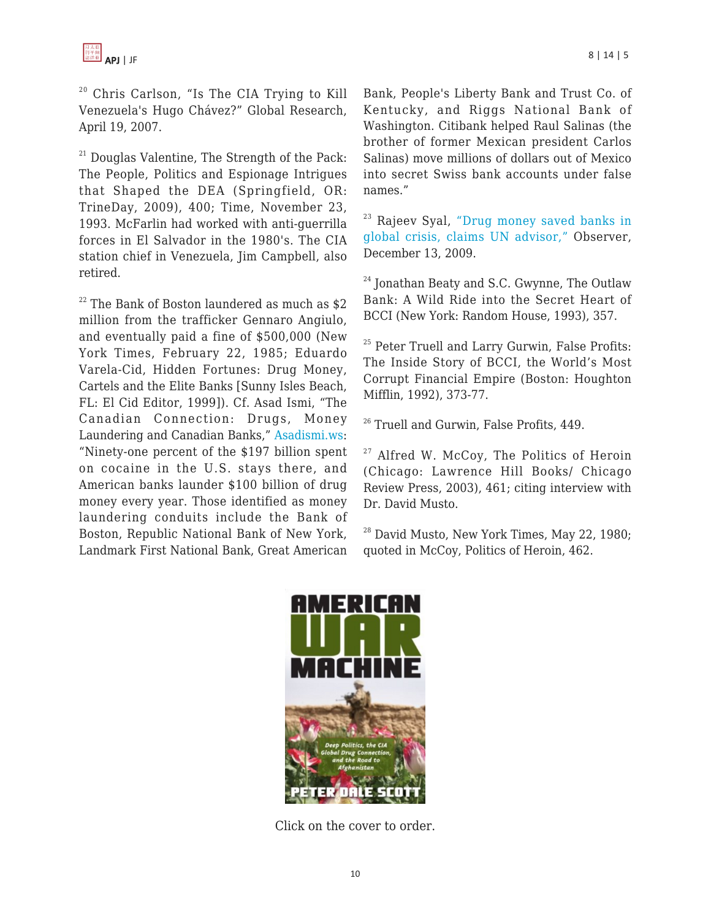[20] Chris Carlson, "Is The CIA Trying to Kill Venezuela's Hugo Chávez?" Global Research, April 19, 2007.

[21] Douglas Valentine, The Strength of the Pack: The People, Politics and Espionage Intrigues that Shaped the DEA (Springfield, OR: TrineDay, 2009), 400; Time, November 23, 1993. McFarlin had worked with anti-guerrilla forces in El Salvador in the 1980's. The CIA station chief in Venezuela, Jim Campbell, also retired.

[22] The Bank of Boston laundered as much as $2 million from the trafficker Gennaro Angiulo, and eventually paid a fine of $500,000 (New York Times, February 22, 1985; Eduardo Varela-Cid, Hidden Fortunes: Drug Money, Cartels and the Elite Banks [Sunny Isles Beach, FL: El Cid Editor, 1999]). Cf. Asad Ismi, "The Canadian Connection: Drugs, Money Laundering and Canadian Banks," Asadismi.ws: "Ninety-one percent of the $197 billion spent on cocaine in the U.S. stays there, and American banks launder $100 billion of drug money every year. Those identified as money laundering conduits include the Bank of Boston, Republic National Bank of New York, Landmark First National Bank, Great American Bank, People's Liberty Bank and Trust Co. of Kentucky, and Riggs National Bank of Washington. Citibank helped Raul Salinas (the brother of former Mexican president Carlos Salinas) move millions of dollars out of Mexico into secret Swiss bank accounts under false names."

[23] Rajeev Syal, "Drug money saved banks in global crisis, claims UN advisor," Observer, December 13, 2009.

[24] Jonathan Beaty and S.C. Gwynne, The Outlaw Bank: A Wild Ride into the Secret Heart of BCCI (New York: Random House, 1993), 357.

[25] Peter Truell and Larry Gurwin, False Profits: The Inside Story of BCCI, the World's Most Corrupt Financial Empire (Boston: Houghton Mifflin, 1992), 373-77.

[26] Truell and Gurwin, False Profits, 449.

[27] Alfred W. McCoy, The Politics of Heroin (Chicago: Lawrence Hill Books/ Chicago Review Press, 2003), 461; citing interview with Dr. David Musto.

[28] David Musto, New York Times, May 22, 1980; quoted in McCoy, Politics of Heroin, 462.

Click on the cover to order.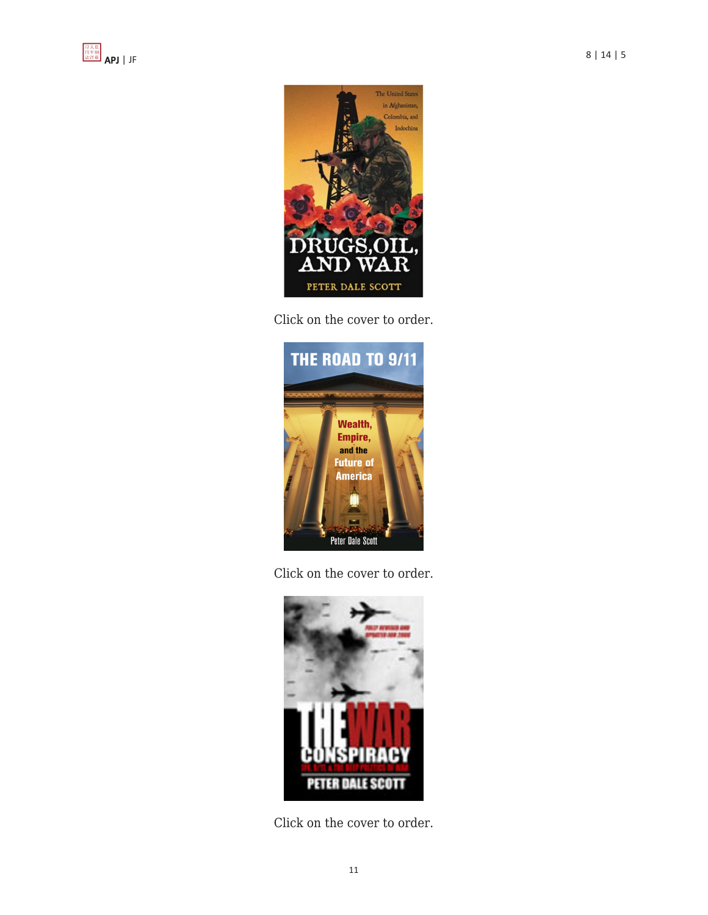Click on the cover to order.

Click on the cover to order.

Click on the cover to order.